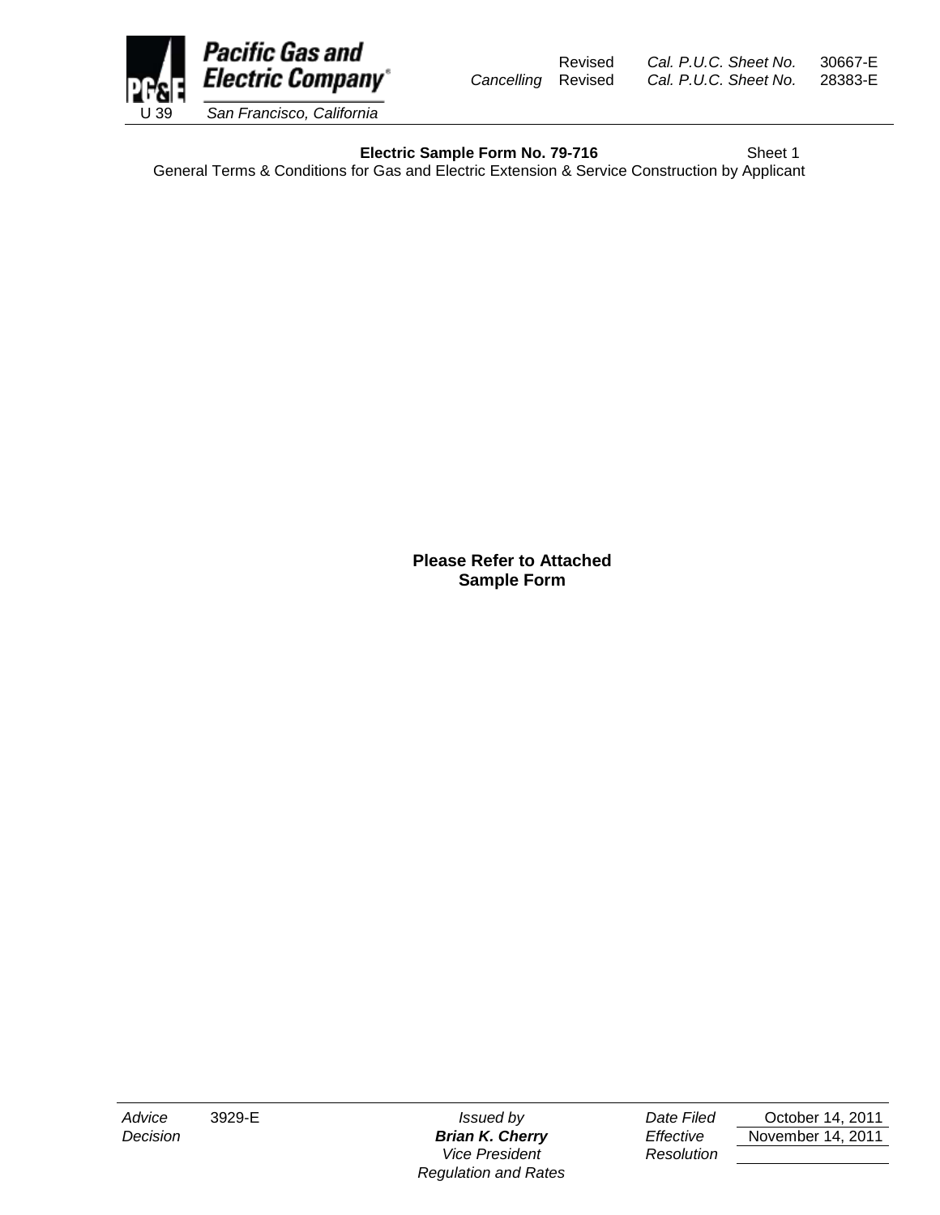Pacific Gas and Electric Company
U 39 San Francisco, California

Revised Cal. P.U.C. Sheet No. 30667-E
Cancelling Revised Cal. P.U.C. Sheet No. 28383-E

**Electric Sample Form No. 79-716** Sheet 1

General Terms & Conditions for Gas and Electric Extension & Service Construction by Applicant

**Please Refer to Attached Sample Form**

| | | | | |
|---|---|---|---|---|
| *Advice* | 3929-E | *Issued by* | *Date Filed* | October 14, 2011 |
| *Decision* | | ***Brian K. Cherry*** | *Effective* | November 14, 2011 |
| | | *Vice President* | *Resolution* | |
| | | *Regulation and Rates* | | |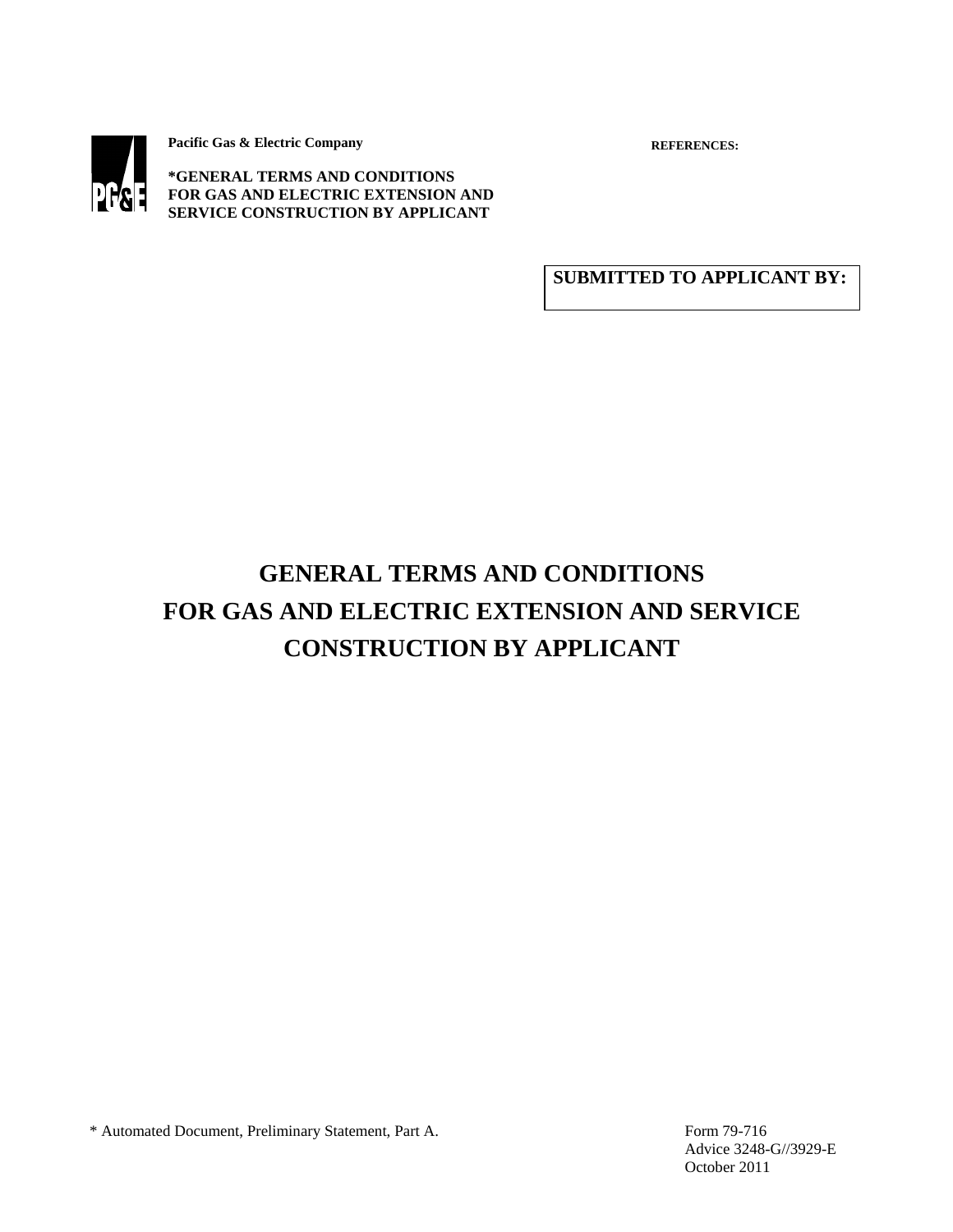**Pacific Gas & Electric Company**

**\*GENERAL TERMS AND CONDITIONS FOR GAS AND ELECTRIC EXTENSION AND SERVICE CONSTRUCTION BY APPLICANT**

**REFERENCES:**

| **SUBMITTED TO APPLICANT BY:** |
| --- |
| |

# GENERAL TERMS AND CONDITIONS FOR GAS AND ELECTRIC EXTENSION AND SERVICE CONSTRUCTION BY APPLICANT

\* Automated Document, Preliminary Statement, Part A.

Form 79-716
Advice 3248-G//3929-E
October 2011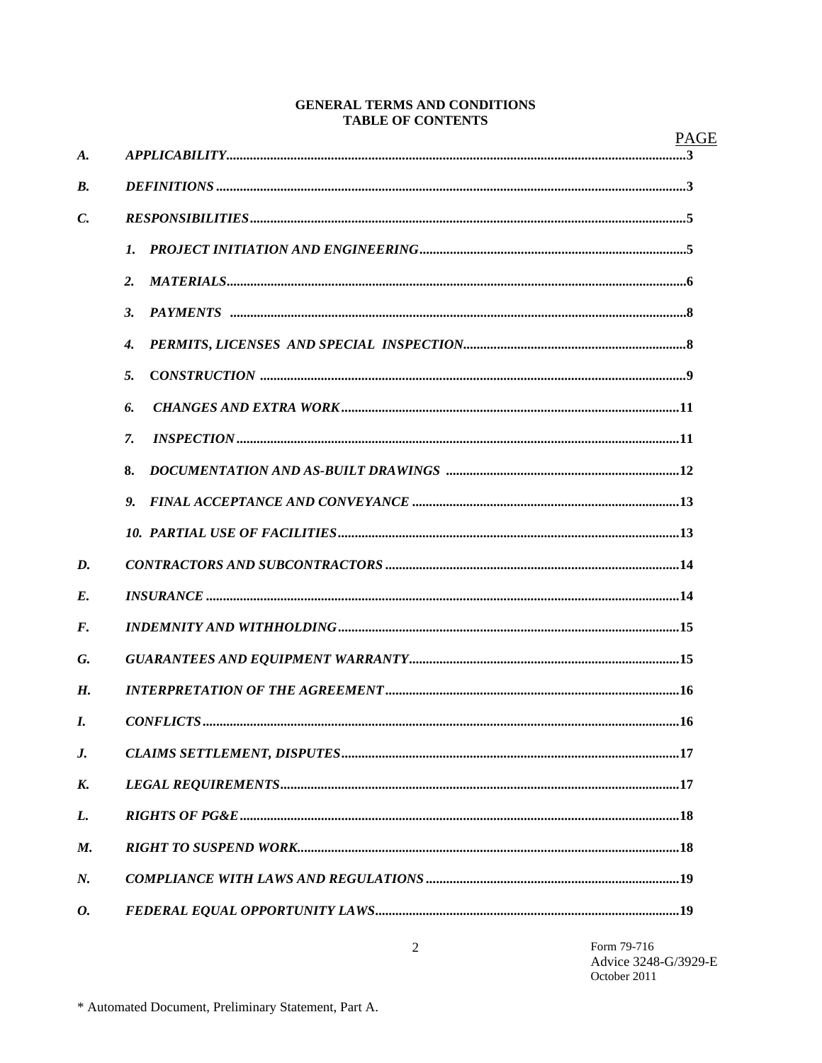**GENERAL TERMS AND CONDITIONS**
**TABLE OF CONTENTS**

| | | PAGE |
|---|---|---|
| ***A.*** | ***APPLICABILITY*** | **3** |
| ***B.*** | ***DEFINITIONS*** | **3** |
| ***C.*** | ***RESPONSIBILITIES*** | **5** |
| | ***1. PROJECT INITIATION AND ENGINEERING*** | **5** |
| | ***2. MATERIALS*** | **6** |
| | ***3. PAYMENTS*** | **8** |
| | ***4. PERMITS, LICENSES AND SPECIAL INSPECTION*** | **8** |
| | ***5. CONSTRUCTION*** | **9** |
| | ***6. CHANGES AND EXTRA WORK*** | **11** |
| | ***7. INSPECTION*** | **11** |
| | **8. *DOCUMENTATION AND AS-BUILT DRAWINGS*** | **12** |
| | ***9. FINAL ACCEPTANCE AND CONVEYANCE*** | **13** |
| | ***10. PARTIAL USE OF FACILITIES*** | **13** |
| ***D.*** | ***CONTRACTORS AND SUBCONTRACTORS*** | **14** |
| ***E.*** | ***INSURANCE*** | **14** |
| ***F.*** | ***INDEMNITY AND WITHHOLDING*** | **15** |
| ***G.*** | ***GUARANTEES AND EQUIPMENT WARRANTY*** | **15** |
| ***H.*** | ***INTERPRETATION OF THE AGREEMENT*** | **16** |
| ***I.*** | ***CONFLICTS*** | **16** |
| ***J.*** | ***CLAIMS SETTLEMENT, DISPUTES*** | **17** |
| ***K.*** | ***LEGAL REQUIREMENTS*** | **17** |
| ***L.*** | ***RIGHTS OF PG&E*** | **18** |
| ***M.*** | ***RIGHT TO SUSPEND WORK*** | **18** |
| ***N.*** | ***COMPLIANCE WITH LAWS AND REGULATIONS*** | **19** |
| ***O.*** | ***FEDERAL EQUAL OPPORTUNITY LAWS*** | **19** |

Form 79-716
Advice 3248-G/3929-E
October 2011

\* Automated Document, Preliminary Statement, Part A.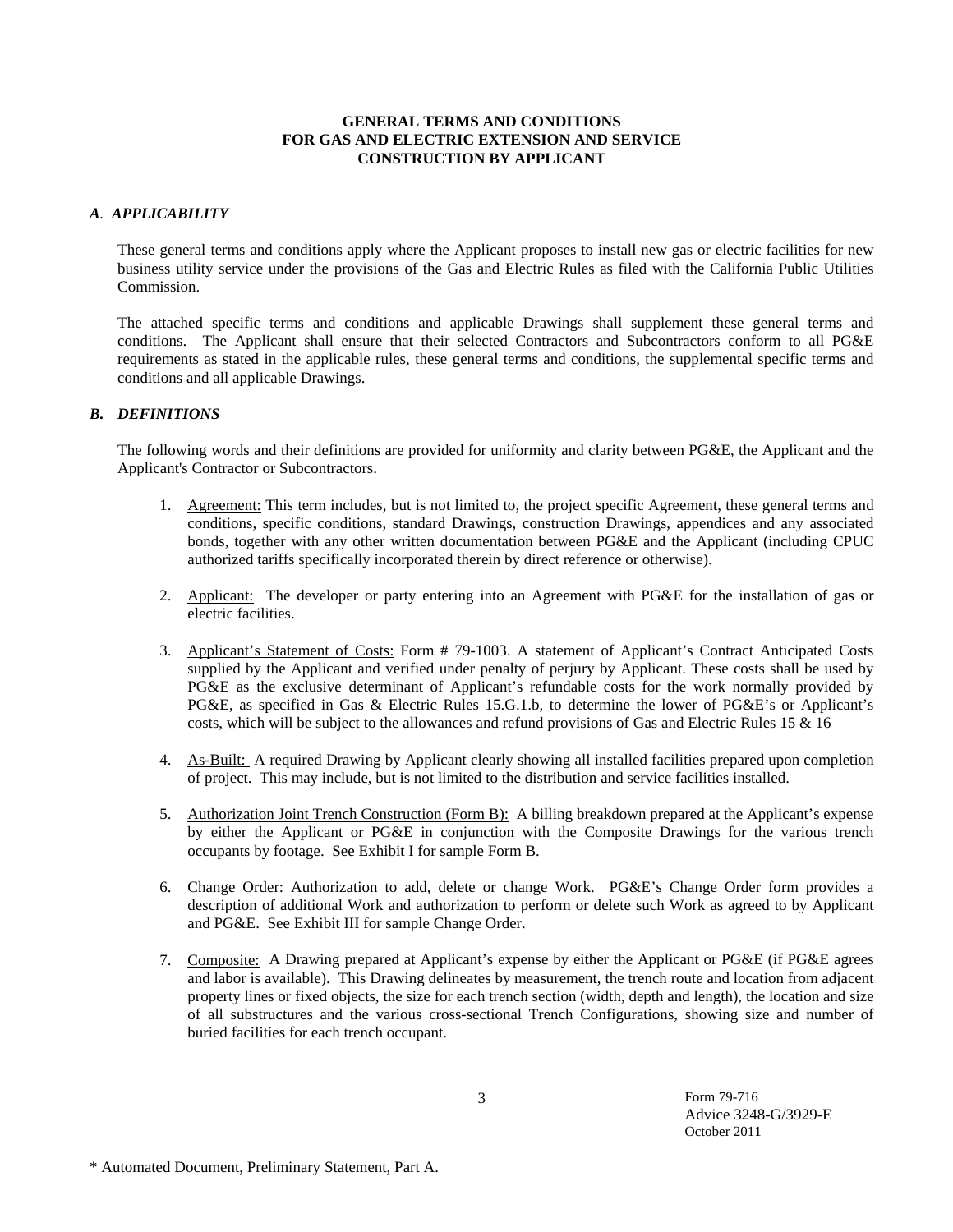**GENERAL TERMS AND CONDITIONS**
**FOR GAS AND ELECTRIC EXTENSION AND SERVICE**
**CONSTRUCTION BY APPLICANT**

## *A. APPLICABILITY*

These general terms and conditions apply where the Applicant proposes to install new gas or electric facilities for new business utility service under the provisions of the Gas and Electric Rules as filed with the California Public Utilities Commission.

The attached specific terms and conditions and applicable Drawings shall supplement these general terms and conditions. The Applicant shall ensure that their selected Contractors and Subcontractors conform to all PG&E requirements as stated in the applicable rules, these general terms and conditions, the supplemental specific terms and conditions and all applicable Drawings.

## *B. DEFINITIONS*

The following words and their definitions are provided for uniformity and clarity between PG&E, the Applicant and the Applicant's Contractor or Subcontractors.

1. <u>Agreement:</u> This term includes, but is not limited to, the project specific Agreement, these general terms and conditions, specific conditions, standard Drawings, construction Drawings, appendices and any associated bonds, together with any other written documentation between PG&E and the Applicant (including CPUC authorized tariffs specifically incorporated therein by direct reference or otherwise).

2. <u>Applicant:</u> The developer or party entering into an Agreement with PG&E for the installation of gas or electric facilities.

3. <u>Applicant's Statement of Costs:</u> Form # 79-1003. A statement of Applicant's Contract Anticipated Costs supplied by the Applicant and verified under penalty of perjury by Applicant. These costs shall be used by PG&E as the exclusive determinant of Applicant's refundable costs for the work normally provided by PG&E, as specified in Gas & Electric Rules 15.G.1.b, to determine the lower of PG&E's or Applicant's costs, which will be subject to the allowances and refund provisions of Gas and Electric Rules 15 & 16

4. <u>As-Built:</u> A required Drawing by Applicant clearly showing all installed facilities prepared upon completion of project. This may include, but is not limited to the distribution and service facilities installed.

5. <u>Authorization Joint Trench Construction (Form B):</u> A billing breakdown prepared at the Applicant's expense by either the Applicant or PG&E in conjunction with the Composite Drawings for the various trench occupants by footage. See Exhibit I for sample Form B.

6. <u>Change Order:</u> Authorization to add, delete or change Work. PG&E's Change Order form provides a description of additional Work and authorization to perform or delete such Work as agreed to by Applicant and PG&E. See Exhibit III for sample Change Order.

7. <u>Composite:</u> A Drawing prepared at Applicant's expense by either the Applicant or PG&E (if PG&E agrees and labor is available). This Drawing delineates by measurement, the trench route and location from adjacent property lines or fixed objects, the size for each trench section (width, depth and length), the location and size of all substructures and the various cross-sectional Trench Configurations, showing size and number of buried facilities for each trench occupant.

Form 79-716
Advice 3248-G/3929-E
October 2011

\* Automated Document, Preliminary Statement, Part A.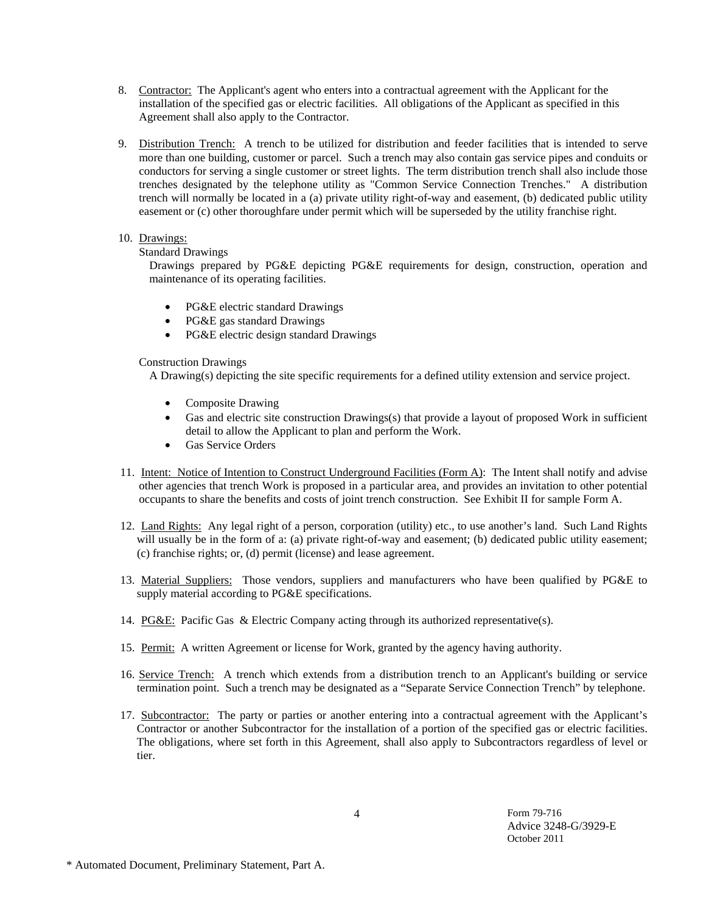8. Contractor: The Applicant's agent who enters into a contractual agreement with the Applicant for the installation of the specified gas or electric facilities. All obligations of the Applicant as specified in this Agreement shall also apply to the Contractor.

9. Distribution Trench: A trench to be utilized for distribution and feeder facilities that is intended to serve more than one building, customer or parcel. Such a trench may also contain gas service pipes and conduits or conductors for serving a single customer or street lights. The term distribution trench shall also include those trenches designated by the telephone utility as "Common Service Connection Trenches." A distribution trench will normally be located in a (a) private utility right-of-way and easement, (b) dedicated public utility easement or (c) other thoroughfare under permit which will be superseded by the utility franchise right.

10. Drawings:

    Standard Drawings

    Drawings prepared by PG&E depicting PG&E requirements for design, construction, operation and maintenance of its operating facilities.

    - PG&E electric standard Drawings
    - PG&E gas standard Drawings
    - PG&E electric design standard Drawings

    Construction Drawings

    A Drawing(s) depicting the site specific requirements for a defined utility extension and service project.

    - Composite Drawing
    - Gas and electric site construction Drawings(s) that provide a layout of proposed Work in sufficient detail to allow the Applicant to plan and perform the Work.
    - Gas Service Orders

11. Intent: Notice of Intention to Construct Underground Facilities (Form A): The Intent shall notify and advise other agencies that trench Work is proposed in a particular area, and provides an invitation to other potential occupants to share the benefits and costs of joint trench construction. See Exhibit II for sample Form A.

12. Land Rights: Any legal right of a person, corporation (utility) etc., to use another's land. Such Land Rights will usually be in the form of a: (a) private right-of-way and easement; (b) dedicated public utility easement; (c) franchise rights; or, (d) permit (license) and lease agreement.

13. Material Suppliers: Those vendors, suppliers and manufacturers who have been qualified by PG&E to supply material according to PG&E specifications.

14. PG&E: Pacific Gas & Electric Company acting through its authorized representative(s).

15. Permit: A written Agreement or license for Work, granted by the agency having authority.

16. Service Trench: A trench which extends from a distribution trench to an Applicant's building or service termination point. Such a trench may be designated as a "Separate Service Connection Trench" by telephone.

17. Subcontractor: The party or parties or another entering into a contractual agreement with the Applicant's Contractor or another Subcontractor for the installation of a portion of the specified gas or electric facilities. The obligations, where set forth in this Agreement, shall also apply to Subcontractors regardless of level or tier.

Form 79-716
Advice 3248-G/3929-E
October 2011

* Automated Document, Preliminary Statement, Part A.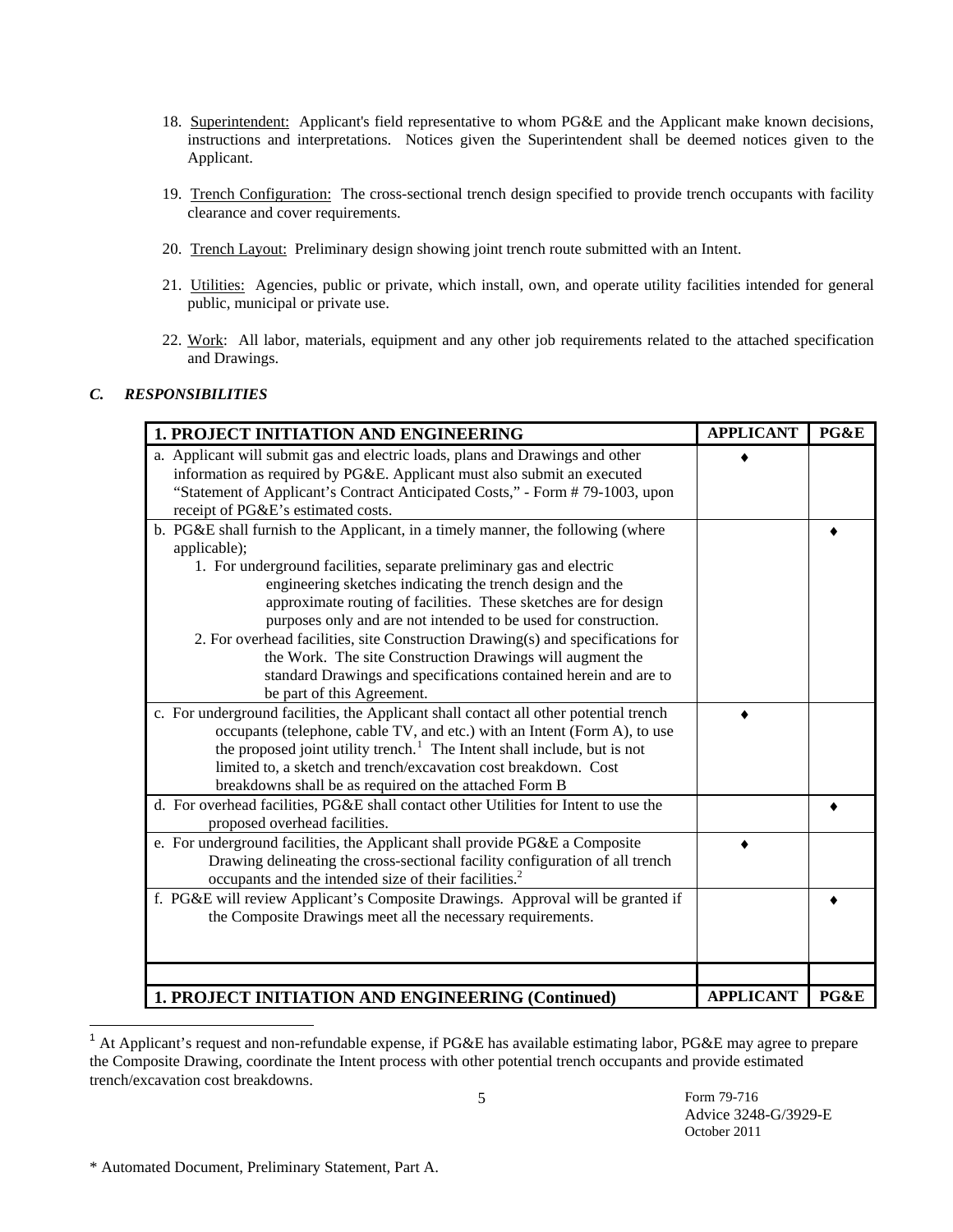18. Superintendent: Applicant's field representative to whom PG&E and the Applicant make known decisions, instructions and interpretations. Notices given the Superintendent shall be deemed notices given to the Applicant.

19. Trench Configuration: The cross-sectional trench design specified to provide trench occupants with facility clearance and cover requirements.

20. Trench Layout: Preliminary design showing joint trench route submitted with an Intent.

21. Utilities: Agencies, public or private, which install, own, and operate utility facilities intended for general public, municipal or private use.

22. Work: All labor, materials, equipment and any other job requirements related to the attached specification and Drawings.

### *C. RESPONSIBILITIES*

| **1. PROJECT INITIATION AND ENGINEERING** | **APPLICANT** | **PG&E** |
|---|---|---|
| a. Applicant will submit gas and electric loads, plans and Drawings and other information as required by PG&E. Applicant must also submit an executed "Statement of Applicant's Contract Anticipated Costs," - Form # 79-1003, upon receipt of PG&E's estimated costs. | ♦ | |
| b. PG&E shall furnish to the Applicant, in a timely manner, the following (where applicable);<br>1. For underground facilities, separate preliminary gas and electric engineering sketches indicating the trench design and the approximate routing of facilities. These sketches are for design purposes only and are not intended to be used for construction.<br>2. For overhead facilities, site Construction Drawing(s) and specifications for the Work. The site Construction Drawings will augment the standard Drawings and specifications contained herein and are to be part of this Agreement. | | ♦ |
| c. For underground facilities, the Applicant shall contact all other potential trench occupants (telephone, cable TV, and etc.) with an Intent (Form A), to use the proposed joint utility trench.[1] The Intent shall include, but is not limited to, a sketch and trench/excavation cost breakdown. Cost breakdowns shall be as required on the attached Form B | ♦ | |
| d. For overhead facilities, PG&E shall contact other Utilities for Intent to use the proposed overhead facilities. | | ♦ |
| e. For underground facilities, the Applicant shall provide PG&E a Composite Drawing delineating the cross-sectional facility configuration of all trench occupants and the intended size of their facilities.[2] | ♦ | |
| f. PG&E will review Applicant's Composite Drawings. Approval will be granted if the Composite Drawings meet all the necessary requirements. | | ♦ |
| | | |
| **1. PROJECT INITIATION AND ENGINEERING (Continued)** | **APPLICANT** | **PG&E** |

[1] At Applicant's request and non-refundable expense, if PG&E has available estimating labor, PG&E may agree to prepare the Composite Drawing, coordinate the Intent process with other potential trench occupants and provide estimated trench/excavation cost breakdowns.

Form 79-716
Advice 3248-G/3929-E
October 2011

\* Automated Document, Preliminary Statement, Part A.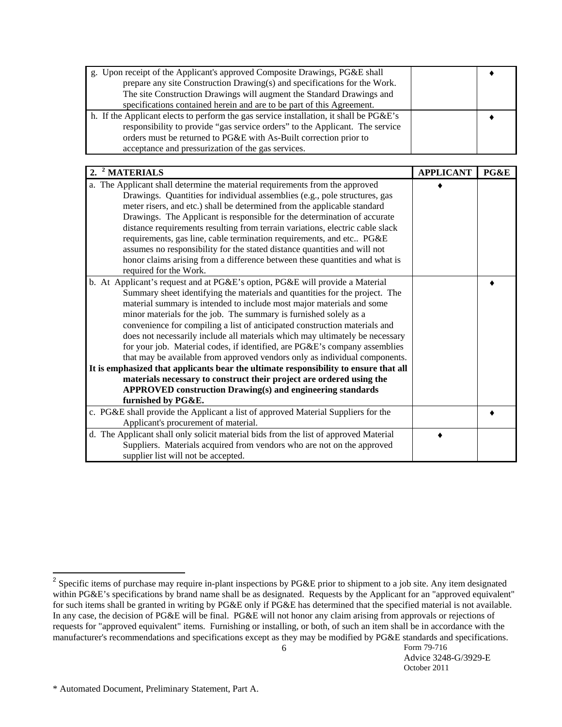| | APPLICANT | PG&E |
|---|---|---|
| g. Upon receipt of the Applicant's approved Composite Drawings, PG&E shall prepare any site Construction Drawing(s) and specifications for the Work. The site Construction Drawings will augment the Standard Drawings and specifications contained herein and are to be part of this Agreement. | | ♦ |
| h. If the Applicant elects to perform the gas service installation, it shall be PG&E's responsibility to provide "gas service orders" to the Applicant. The service orders must be returned to PG&E with As-Built correction prior to acceptance and pressurization of the gas services. | | ♦ |

| 2. [2] MATERIALS | APPLICANT | PG&E |
|---|---|---|
| a. The Applicant shall determine the material requirements from the approved Drawings. Quantities for individual assemblies (e.g., pole structures, gas meter risers, and etc.) shall be determined from the applicable standard Drawings. The Applicant is responsible for the determination of accurate distance requirements resulting from terrain variations, electric cable slack requirements, gas line, cable termination requirements, and etc.. PG&E assumes no responsibility for the stated distance quantities and will not honor claims arising from a difference between these quantities and what is required for the Work. | ♦ | |
| b. At Applicant's request and at PG&E's option, PG&E will provide a Material Summary sheet identifying the materials and quantities for the project. The material summary is intended to include most major materials and some minor materials for the job. The summary is furnished solely as a convenience for compiling a list of anticipated construction materials and does not necessarily include all materials which may ultimately be necessary for your job. Material codes, if identified, are PG&E's company assemblies that may be available from approved vendors only as individual components. **It is emphasized that applicants bear the ultimate responsibility to ensure that all materials necessary to construct their project are ordered using the APPROVED construction Drawing(s) and engineering standards furnished by PG&E.** | | ♦ |
| c. PG&E shall provide the Applicant a list of approved Material Suppliers for the Applicant's procurement of material. | | ♦ |
| d. The Applicant shall only solicit material bids from the list of approved Material Suppliers. Materials acquired from vendors who are not on the approved supplier list will not be accepted. | ♦ | |

[2] Specific items of purchase may require in-plant inspections by PG&E prior to shipment to a job site. Any item designated within PG&E's specifications by brand name shall be as designated. Requests by the Applicant for an "approved equivalent" for such items shall be granted in writing by PG&E only if PG&E has determined that the specified material is not available. In any case, the decision of PG&E will be final. PG&E will not honor any claim arising from approvals or rejections of requests for "approved equivalent" items. Furnishing or installing, or both, of such an item shall be in accordance with the manufacturer's recommendations and specifications except as they may be modified by PG&E standards and specifications.

Form 79-716
Advice 3248-G/3929-E
October 2011

* Automated Document, Preliminary Statement, Part A.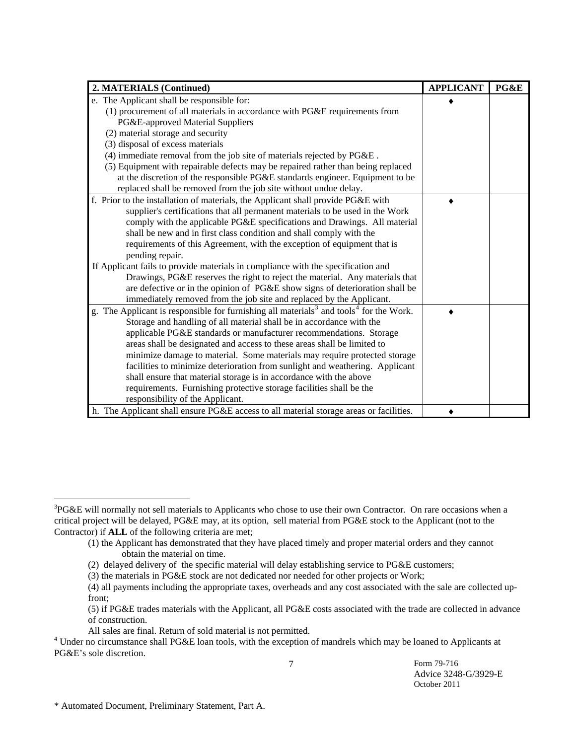| 2. MATERIALS (Continued) | APPLICANT | PG&E |
|---|---|---|
| e. The Applicant shall be responsible for:<br>(1) procurement of all materials in accordance with PG&E requirements from PG&E-approved Material Suppliers<br>(2) material storage and security<br>(3) disposal of excess materials<br>(4) immediate removal from the job site of materials rejected by PG&E .<br>(5) Equipment with repairable defects may be repaired rather than being replaced at the discretion of the responsible PG&E standards engineer. Equipment to be replaced shall be removed from the job site without undue delay. | ♦ | |
| f. Prior to the installation of materials, the Applicant shall provide PG&E with supplier's certifications that all permanent materials to be used in the Work comply with the applicable PG&E specifications and Drawings. All material shall be new and in first class condition and shall comply with the requirements of this Agreement, with the exception of equipment that is pending repair.<br>If Applicant fails to provide materials in compliance with the specification and Drawings, PG&E reserves the right to reject the material. Any materials that are defective or in the opinion of PG&E show signs of deterioration shall be immediately removed from the job site and replaced by the Applicant. | ♦ | |
| g. The Applicant is responsible for furnishing all materials[3] and tools[4] for the Work. Storage and handling of all material shall be in accordance with the applicable PG&E standards or manufacturer recommendations. Storage areas shall be designated and access to these areas shall be limited to minimize damage to material. Some materials may require protected storage facilities to minimize deterioration from sunlight and weathering. Applicant shall ensure that material storage is in accordance with the above requirements. Furnishing protective storage facilities shall be the responsibility of the Applicant. | ♦ | |
| h. The Applicant shall ensure PG&E access to all material storage areas or facilities. | ♦ | |

[3]PG&E will normally not sell materials to Applicants who chose to use their own Contractor. On rare occasions when a critical project will be delayed, PG&E may, at its option, sell material from PG&E stock to the Applicant (not to the Contractor) if **ALL** of the following criteria are met;

(1) the Applicant has demonstrated that they have placed timely and proper material orders and they cannot obtain the material on time.

(2) delayed delivery of the specific material will delay establishing service to PG&E customers;

(3) the materials in PG&E stock are not dedicated nor needed for other projects or Work;

(4) all payments including the appropriate taxes, overheads and any cost associated with the sale are collected up-front;

(5) if PG&E trades materials with the Applicant, all PG&E costs associated with the trade are collected in advance of construction.

All sales are final. Return of sold material is not permitted.

[4] Under no circumstance shall PG&E loan tools, with the exception of mandrels which may be loaned to Applicants at PG&E's sole discretion.

Form 79-716
Advice 3248-G/3929-E
October 2011

\* Automated Document, Preliminary Statement, Part A.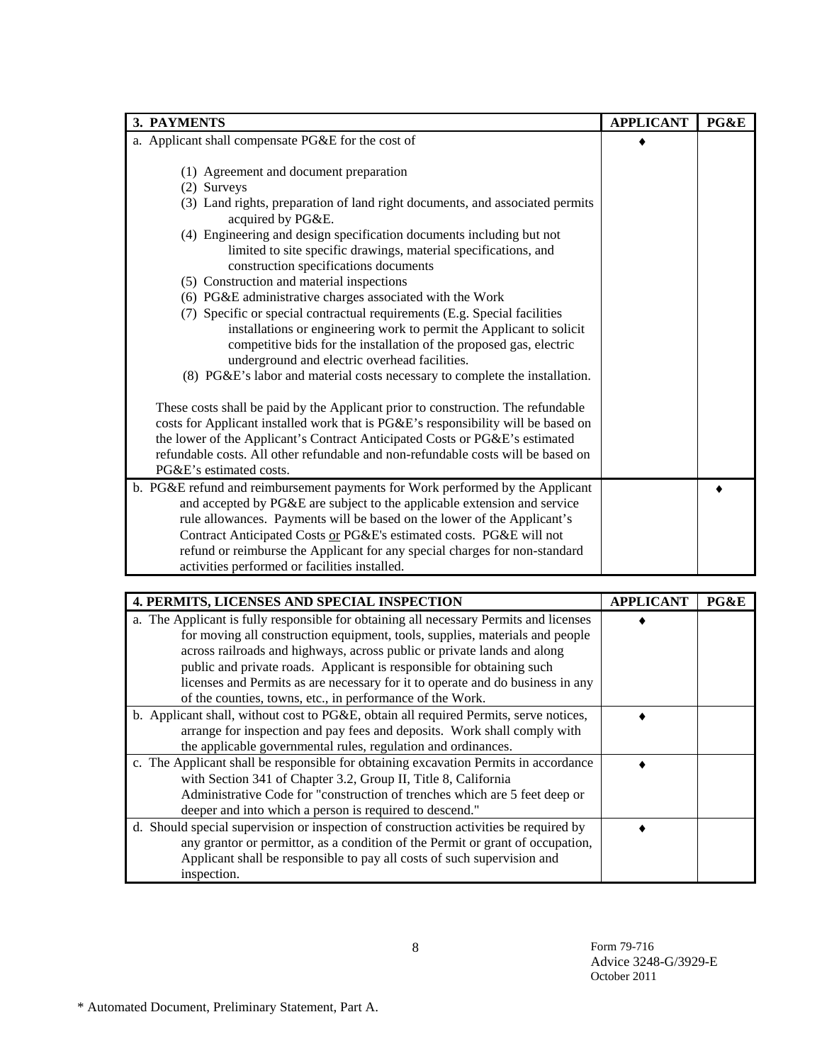| 3. PAYMENTS | APPLICANT | PG&E |
|---|---|---|
| a. Applicant shall compensate PG&E for the cost of<br><br>(1) Agreement and document preparation<br>(2) Surveys<br>(3) Land rights, preparation of land right documents, and associated permits acquired by PG&E.<br>(4) Engineering and design specification documents including but not limited to site specific drawings, material specifications, and construction specifications documents<br>(5) Construction and material inspections<br>(6) PG&E administrative charges associated with the Work<br>(7) Specific or special contractual requirements (E.g. Special facilities installations or engineering work to permit the Applicant to solicit competitive bids for the installation of the proposed gas, electric underground and electric overhead facilities.<br>(8) PG&E's labor and material costs necessary to complete the installation.<br><br>These costs shall be paid by the Applicant prior to construction. The refundable costs for Applicant installed work that is PG&E's responsibility will be based on the lower of the Applicant's Contract Anticipated Costs or PG&E's estimated refundable costs. All other refundable and non-refundable costs will be based on PG&E's estimated costs. | ♦ | |
| b. PG&E refund and reimbursement payments for Work performed by the Applicant and accepted by PG&E are subject to the applicable extension and service rule allowances. Payments will be based on the lower of the Applicant's Contract Anticipated Costs <u>or</u> PG&E's estimated costs. PG&E will not refund or reimburse the Applicant for any special charges for non-standard activities performed or facilities installed. | | ♦ |

| 4. PERMITS, LICENSES AND SPECIAL INSPECTION | APPLICANT | PG&E |
|---|---|---|
| a. The Applicant is fully responsible for obtaining all necessary Permits and licenses for moving all construction equipment, tools, supplies, materials and people across railroads and highways, across public or private lands and along public and private roads. Applicant is responsible for obtaining such licenses and Permits as are necessary for it to operate and do business in any of the counties, towns, etc., in performance of the Work. | ♦ | |
| b. Applicant shall, without cost to PG&E, obtain all required Permits, serve notices, arrange for inspection and pay fees and deposits. Work shall comply with the applicable governmental rules, regulation and ordinances. | ♦ | |
| c. The Applicant shall be responsible for obtaining excavation Permits in accordance with Section 341 of Chapter 3.2, Group II, Title 8, California Administrative Code for "construction of trenches which are 5 feet deep or deeper and into which a person is required to descend." | ♦ | |
| d. Should special supervision or inspection of construction activities be required by any grantor or permittor, as a condition of the Permit or grant of occupation, Applicant shall be responsible to pay all costs of such supervision and inspection. | ♦ | |

Form 79-716
Advice 3248-G/3929-E
October 2011

* Automated Document, Preliminary Statement, Part A.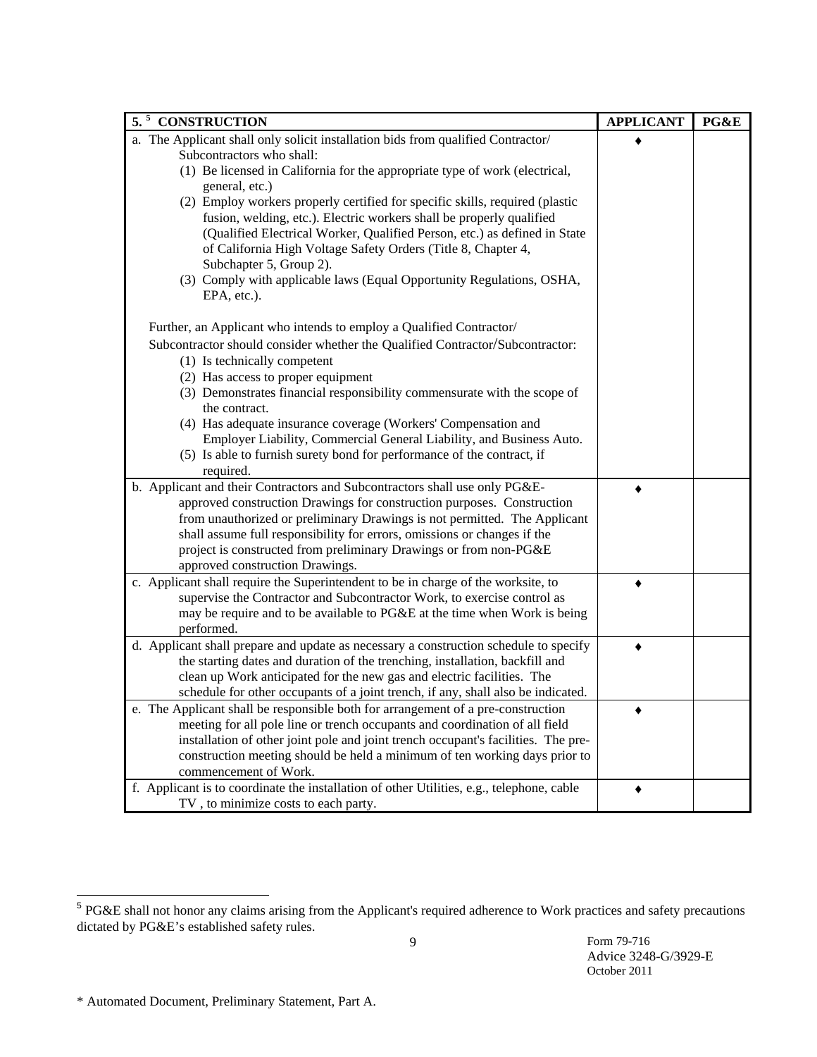| 5.[5] CONSTRUCTION | APPLICANT | PG&E |
|---|---|---|
| a. The Applicant shall only solicit installation bids from qualified Contractor/ Subcontractors who shall:<br>(1) Be licensed in California for the appropriate type of work (electrical, general, etc.)<br>(2) Employ workers properly certified for specific skills, required (plastic fusion, welding, etc.). Electric workers shall be properly qualified (Qualified Electrical Worker, Qualified Person, etc.) as defined in State of California High Voltage Safety Orders (Title 8, Chapter 4, Subchapter 5, Group 2).<br>(3) Comply with applicable laws (Equal Opportunity Regulations, OSHA, EPA, etc.).<br><br>Further, an Applicant who intends to employ a Qualified Contractor/ Subcontractor should consider whether the Qualified Contractor/Subcontractor:<br>(1) Is technically competent<br>(2) Has access to proper equipment<br>(3) Demonstrates financial responsibility commensurate with the scope of the contract.<br>(4) Has adequate insurance coverage (Workers' Compensation and Employer Liability, Commercial General Liability, and Business Auto.<br>(5) Is able to furnish surety bond for performance of the contract, if required. | ♦ | |
| b. Applicant and their Contractors and Subcontractors shall use only PG&E-approved construction Drawings for construction purposes. Construction from unauthorized or preliminary Drawings is not permitted. The Applicant shall assume full responsibility for errors, omissions or changes if the project is constructed from preliminary Drawings or from non-PG&E approved construction Drawings. | ♦ | |
| c. Applicant shall require the Superintendent to be in charge of the worksite, to supervise the Contractor and Subcontractor Work, to exercise control as may be require and to be available to PG&E at the time when Work is being performed. | ♦ | |
| d. Applicant shall prepare and update as necessary a construction schedule to specify the starting dates and duration of the trenching, installation, backfill and clean up Work anticipated for the new gas and electric facilities. The schedule for other occupants of a joint trench, if any, shall also be indicated. | ♦ | |
| e. The Applicant shall be responsible both for arrangement of a pre-construction meeting for all pole line or trench occupants and coordination of all field installation of other joint pole and joint trench occupant's facilities. The pre-construction meeting should be held a minimum of ten working days prior to commencement of Work. | ♦ | |
| f. Applicant is to coordinate the installation of other Utilities, e.g., telephone, cable TV , to minimize costs to each party. | ♦ | |

[5] PG&E shall not honor any claims arising from the Applicant's required adherence to Work practices and safety precautions dictated by PG&E's established safety rules.

Form 79-716
Advice 3248-G/3929-E
October 2011

* Automated Document, Preliminary Statement, Part A.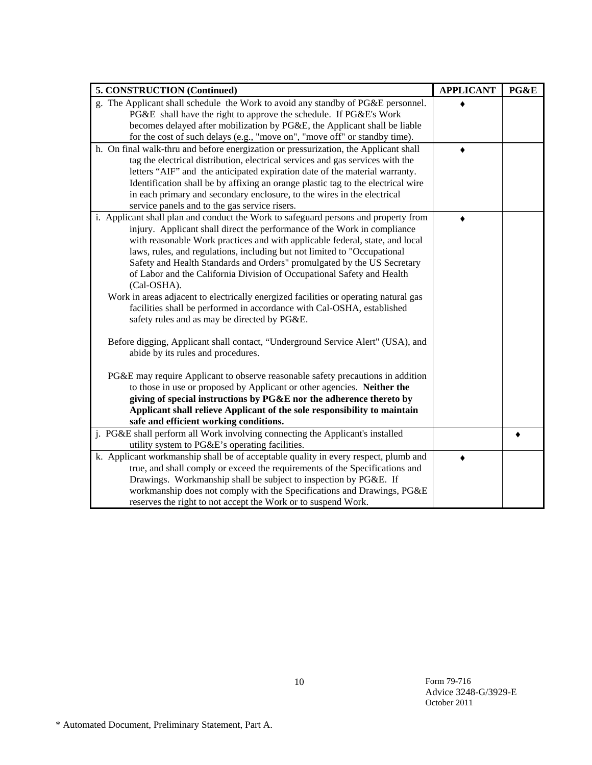| 5. CONSTRUCTION (Continued) | APPLICANT | PG&E |
|---|---|---|
| g. The Applicant shall schedule the Work to avoid any standby of PG&E personnel. PG&E shall have the right to approve the schedule. If PG&E's Work becomes delayed after mobilization by PG&E, the Applicant shall be liable for the cost of such delays (e.g., "move on", "move off" or standby time). | ♦ | |
| h. On final walk-thru and before energization or pressurization, the Applicant shall tag the electrical distribution, electrical services and gas services with the letters "AIF" and the anticipated expiration date of the material warranty. Identification shall be by affixing an orange plastic tag to the electrical wire in each primary and secondary enclosure, to the wires in the electrical service panels and to the gas service risers. | ♦ | |
| i. Applicant shall plan and conduct the Work to safeguard persons and property from injury. Applicant shall direct the performance of the Work in compliance with reasonable Work practices and with applicable federal, state, and local laws, rules, and regulations, including but not limited to "Occupational Safety and Health Standards and Orders" promulgated by the US Secretary of Labor and the California Division of Occupational Safety and Health (Cal-OSHA).<br>Work in areas adjacent to electrically energized facilities or operating natural gas facilities shall be performed in accordance with Cal-OSHA, established safety rules and as may be directed by PG&E.<br><br>Before digging, Applicant shall contact, "Underground Service Alert" (USA), and abide by its rules and procedures.<br><br>PG&E may require Applicant to observe reasonable safety precautions in addition to those in use or proposed by Applicant or other agencies. **Neither the giving of special instructions by PG&E nor the adherence thereto by Applicant shall relieve Applicant of the sole responsibility to maintain safe and efficient working conditions.** | ♦ | |
| j. PG&E shall perform all Work involving connecting the Applicant's installed utility system to PG&E's operating facilities. | | ♦ |
| k. Applicant workmanship shall be of acceptable quality in every respect, plumb and true, and shall comply or exceed the requirements of the Specifications and Drawings. Workmanship shall be subject to inspection by PG&E. If workmanship does not comply with the Specifications and Drawings, PG&E reserves the right to not accept the Work or to suspend Work. | ♦ | |

Form 79-716
Advice 3248-G/3929-E
October 2011

* Automated Document, Preliminary Statement, Part A.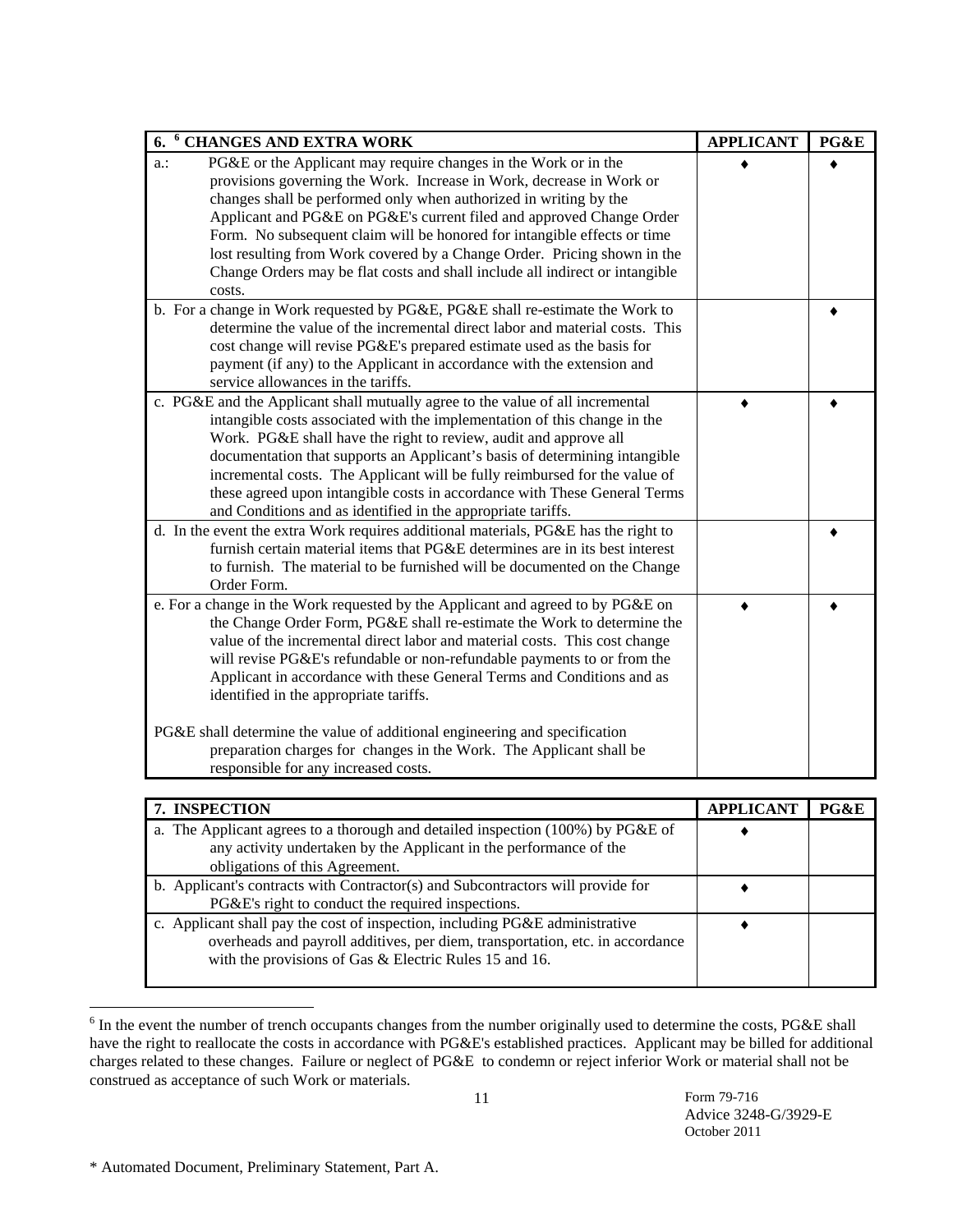| 6. [6] CHANGES AND EXTRA WORK | APPLICANT | PG&E |
|---|---|---|
| a.: PG&E or the Applicant may require changes in the Work or in the provisions governing the Work. Increase in Work, decrease in Work or changes shall be performed only when authorized in writing by the Applicant and PG&E on PG&E's current filed and approved Change Order Form. No subsequent claim will be honored for intangible effects or time lost resulting from Work covered by a Change Order. Pricing shown in the Change Orders may be flat costs and shall include all indirect or intangible costs. | ♦ | ♦ |
| b. For a change in Work requested by PG&E, PG&E shall re-estimate the Work to determine the value of the incremental direct labor and material costs. This cost change will revise PG&E's prepared estimate used as the basis for payment (if any) to the Applicant in accordance with the extension and service allowances in the tariffs. | | ♦ |
| c. PG&E and the Applicant shall mutually agree to the value of all incremental intangible costs associated with the implementation of this change in the Work. PG&E shall have the right to review, audit and approve all documentation that supports an Applicant's basis of determining intangible incremental costs. The Applicant will be fully reimbursed for the value of these agreed upon intangible costs in accordance with These General Terms and Conditions and as identified in the appropriate tariffs. | ♦ | ♦ |
| d. In the event the extra Work requires additional materials, PG&E has the right to furnish certain material items that PG&E determines are in its best interest to furnish. The material to be furnished will be documented on the Change Order Form. | | ♦ |
| e. For a change in the Work requested by the Applicant and agreed to by PG&E on the Change Order Form, PG&E shall re-estimate the Work to determine the value of the incremental direct labor and material costs. This cost change will revise PG&E's refundable or non-refundable payments to or from the Applicant in accordance with these General Terms and Conditions and as identified in the appropriate tariffs.<br><br>PG&E shall determine the value of additional engineering and specification preparation charges for changes in the Work. The Applicant shall be responsible for any increased costs. | ♦ | ♦ |

| 7. INSPECTION | APPLICANT | PG&E |
|---|---|---|
| a. The Applicant agrees to a thorough and detailed inspection (100%) by PG&E of any activity undertaken by the Applicant in the performance of the obligations of this Agreement. | ♦ | |
| b. Applicant's contracts with Contractor(s) and Subcontractors will provide for PG&E's right to conduct the required inspections. | ♦ | |
| c. Applicant shall pay the cost of inspection, including PG&E administrative overheads and payroll additives, per diem, transportation, etc. in accordance with the provisions of Gas & Electric Rules 15 and 16. | ♦ | |

[6] In the event the number of trench occupants changes from the number originally used to determine the costs, PG&E shall have the right to reallocate the costs in accordance with PG&E's established practices. Applicant may be billed for additional charges related to these changes. Failure or neglect of PG&E to condemn or reject inferior Work or material shall not be construed as acceptance of such Work or materials.

Form 79-716
Advice 3248-G/3929-E
October 2011

* Automated Document, Preliminary Statement, Part A.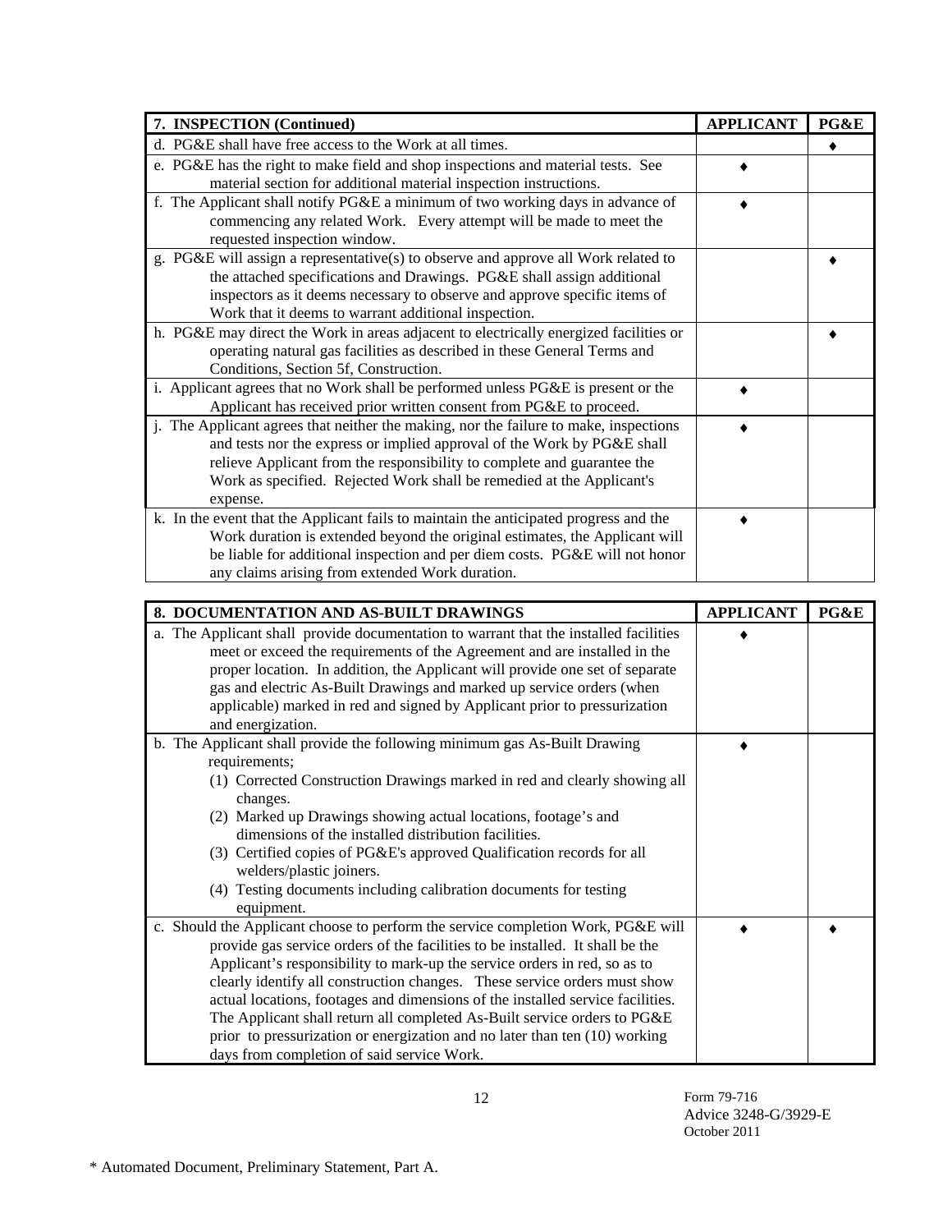| 7. INSPECTION (Continued) | APPLICANT | PG&E |
|---|---|---|
| d. PG&E shall have free access to the Work at all times. | | ♦ |
| e. PG&E has the right to make field and shop inspections and material tests. See material section for additional material inspection instructions. | ♦ | |
| f. The Applicant shall notify PG&E a minimum of two working days in advance of commencing any related Work. Every attempt will be made to meet the requested inspection window. | ♦ | |
| g. PG&E will assign a representative(s) to observe and approve all Work related to the attached specifications and Drawings. PG&E shall assign additional inspectors as it deems necessary to observe and approve specific items of Work that it deems to warrant additional inspection. | | ♦ |
| h. PG&E may direct the Work in areas adjacent to electrically energized facilities or operating natural gas facilities as described in these General Terms and Conditions, Section 5f, Construction. | | ♦ |
| i. Applicant agrees that no Work shall be performed unless PG&E is present or the Applicant has received prior written consent from PG&E to proceed. | ♦ | |
| j. The Applicant agrees that neither the making, nor the failure to make, inspections and tests nor the express or implied approval of the Work by PG&E shall relieve Applicant from the responsibility to complete and guarantee the Work as specified. Rejected Work shall be remedied at the Applicant's expense. | ♦ | |
| k. In the event that the Applicant fails to maintain the anticipated progress and the Work duration is extended beyond the original estimates, the Applicant will be liable for additional inspection and per diem costs. PG&E will not honor any claims arising from extended Work duration. | ♦ | |

| 8. DOCUMENTATION AND AS-BUILT DRAWINGS | APPLICANT | PG&E |
|---|---|---|
| a. The Applicant shall provide documentation to warrant that the installed facilities meet or exceed the requirements of the Agreement and are installed in the proper location. In addition, the Applicant will provide one set of separate gas and electric As-Built Drawings and marked up service orders (when applicable) marked in red and signed by Applicant prior to pressurization and energization. | ♦ | |
| b. The Applicant shall provide the following minimum gas As-Built Drawing requirements;<br>(1) Corrected Construction Drawings marked in red and clearly showing all changes.<br>(2) Marked up Drawings showing actual locations, footage's and dimensions of the installed distribution facilities.<br>(3) Certified copies of PG&E's approved Qualification records for all welders/plastic joiners.<br>(4) Testing documents including calibration documents for testing equipment. | ♦ | |
| c. Should the Applicant choose to perform the service completion Work, PG&E will provide gas service orders of the facilities to be installed. It shall be the Applicant's responsibility to mark-up the service orders in red, so as to clearly identify all construction changes. These service orders must show actual locations, footages and dimensions of the installed service facilities. The Applicant shall return all completed As-Built service orders to PG&E prior to pressurization or energization and no later than ten (10) working days from completion of said service Work. | ♦ | ♦ |

Form 79-716
Advice 3248-G/3929-E
October 2011

* Automated Document, Preliminary Statement, Part A.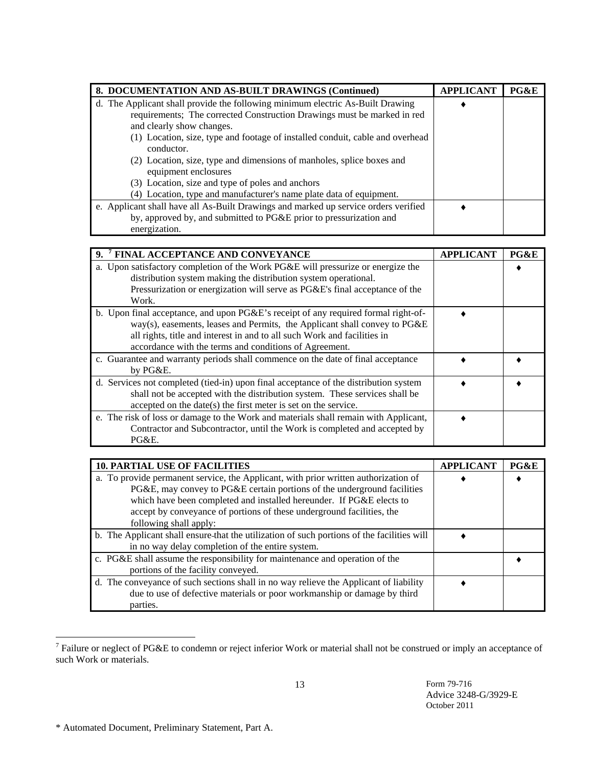| 8. DOCUMENTATION AND AS-BUILT DRAWINGS (Continued) | APPLICANT | PG&E |
|---|---|---|
| d. The Applicant shall provide the following minimum electric As-Built Drawing requirements; The corrected Construction Drawings must be marked in red and clearly show changes.<br>(1) Location, size, type and footage of installed conduit, cable and overhead conductor.<br>(2) Location, size, type and dimensions of manholes, splice boxes and equipment enclosures<br>(3) Location, size and type of poles and anchors<br>(4) Location, type and manufacturer's name plate data of equipment. | ♦ | |
| e. Applicant shall have all As-Built Drawings and marked up service orders verified by, approved by, and submitted to PG&E prior to pressurization and energization. | ♦ | |

| 9. [7] FINAL ACCEPTANCE AND CONVEYANCE | APPLICANT | PG&E |
|---|---|---|
| a. Upon satisfactory completion of the Work PG&E will pressurize or energize the distribution system making the distribution system operational. Pressurization or energization will serve as PG&E's final acceptance of the Work. | | ♦ |
| b. Upon final acceptance, and upon PG&E's receipt of any required formal right-of-way(s), easements, leases and Permits, the Applicant shall convey to PG&E all rights, title and interest in and to all such Work and facilities in accordance with the terms and conditions of Agreement. | ♦ | |
| c. Guarantee and warranty periods shall commence on the date of final acceptance by PG&E. | ♦ | ♦ |
| d. Services not completed (tied-in) upon final acceptance of the distribution system shall not be accepted with the distribution system. These services shall be accepted on the date(s) the first meter is set on the service. | ♦ | ♦ |
| e. The risk of loss or damage to the Work and materials shall remain with Applicant, Contractor and Subcontractor, until the Work is completed and accepted by PG&E. | ♦ | |

| 10. PARTIAL USE OF FACILITIES | APPLICANT | PG&E |
|---|---|---|
| a. To provide permanent service, the Applicant, with prior written authorization of PG&E, may convey to PG&E certain portions of the underground facilities which have been completed and installed hereunder. If PG&E elects to accept by conveyance of portions of these underground facilities, the following shall apply: | ♦ | ♦ |
| b. The Applicant shall ensure that the utilization of such portions of the facilities will in no way delay completion of the entire system. | ♦ | |
| c. PG&E shall assume the responsibility for maintenance and operation of the portions of the facility conveyed. | | ♦ |
| d. The conveyance of such sections shall in no way relieve the Applicant of liability due to use of defective materials or poor workmanship or damage by third parties. | ♦ | |

[7] Failure or neglect of PG&E to condemn or reject inferior Work or material shall not be construed or imply an acceptance of such Work or materials.

Form 79-716
Advice 3248-G/3929-E
October 2011

* Automated Document, Preliminary Statement, Part A.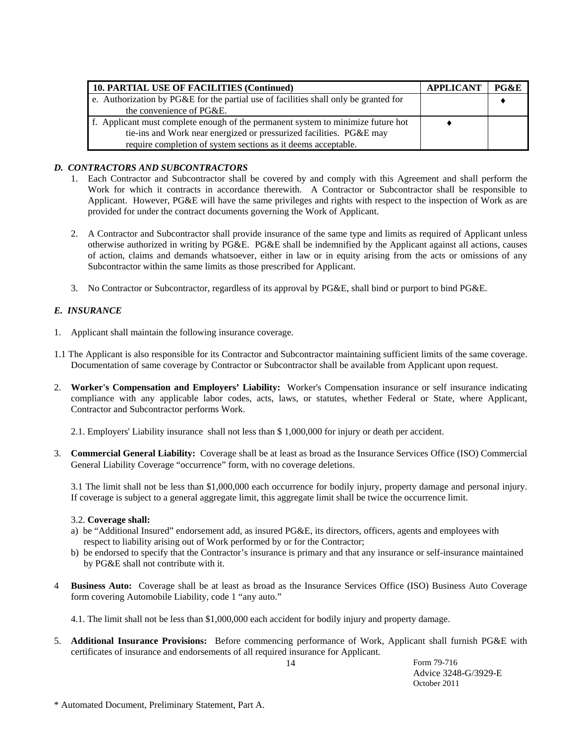| 10. PARTIAL USE OF FACILITIES (Continued) | APPLICANT | PG&E |
|---|---|---|
| e. Authorization by PG&E for the partial use of facilities shall only be granted for the convenience of PG&E. | | ♦ |
| f. Applicant must complete enough of the permanent system to minimize future hot tie-ins and Work near energized or pressurized facilities. PG&E may require completion of system sections as it deems acceptable. | ♦ | |

### *D. CONTRACTORS AND SUBCONTRACTORS*

1. Each Contractor and Subcontractor shall be covered by and comply with this Agreement and shall perform the Work for which it contracts in accordance therewith. A Contractor or Subcontractor shall be responsible to Applicant. However, PG&E will have the same privileges and rights with respect to the inspection of Work as are provided for under the contract documents governing the Work of Applicant.

2. A Contractor and Subcontractor shall provide insurance of the same type and limits as required of Applicant unless otherwise authorized in writing by PG&E. PG&E shall be indemnified by the Applicant against all actions, causes of action, claims and demands whatsoever, either in law or in equity arising from the acts or omissions of any Subcontractor within the same limits as those prescribed for Applicant.

3. No Contractor or Subcontractor, regardless of its approval by PG&E, shall bind or purport to bind PG&E.

### *E. INSURANCE*

1. Applicant shall maintain the following insurance coverage.

1.1 The Applicant is also responsible for its Contractor and Subcontractor maintaining sufficient limits of the same coverage. Documentation of same coverage by Contractor or Subcontractor shall be available from Applicant upon request.

2. **Worker's Compensation and Employers' Liability:** Worker's Compensation insurance or self insurance indicating compliance with any applicable labor codes, acts, laws, or statutes, whether Federal or State, where Applicant, Contractor and Subcontractor performs Work.

   2.1. Employers' Liability insurance shall not less than $ 1,000,000 for injury or death per accident.

3. **Commercial General Liability:** Coverage shall be at least as broad as the Insurance Services Office (ISO) Commercial General Liability Coverage "occurrence" form, with no coverage deletions.

   3.1 The limit shall not be less than $1,000,000 each occurrence for bodily injury, property damage and personal injury. If coverage is subject to a general aggregate limit, this aggregate limit shall be twice the occurrence limit.

   3.2. **Coverage shall:**
   a) be "Additional Insured" endorsement add, as insured PG&E, its directors, officers, agents and employees with respect to liability arising out of Work performed by or for the Contractor;
   b) be endorsed to specify that the Contractor's insurance is primary and that any insurance or self-insurance maintained by PG&E shall not contribute with it.

4 **Business Auto:** Coverage shall be at least as broad as the Insurance Services Office (ISO) Business Auto Coverage form covering Automobile Liability, code 1 "any auto."

   4.1. The limit shall not be less than $1,000,000 each accident for bodily injury and property damage.

5. **Additional Insurance Provisions:** Before commencing performance of Work, Applicant shall furnish PG&E with certificates of insurance and endorsements of all required insurance for Applicant.

Form 79-716
Advice 3248-G/3929-E
October 2011

\* Automated Document, Preliminary Statement, Part A.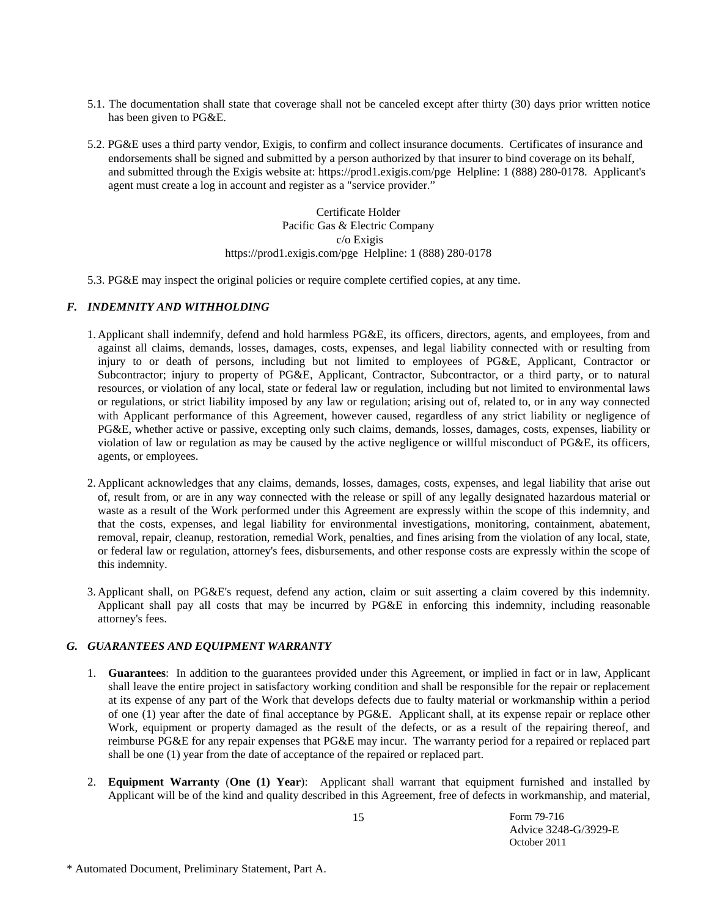5.1. The documentation shall state that coverage shall not be canceled except after thirty (30) days prior written notice has been given to PG&E.

5.2. PG&E uses a third party vendor, Exigis, to confirm and collect insurance documents. Certificates of insurance and endorsements shall be signed and submitted by a person authorized by that insurer to bind coverage on its behalf, and submitted through the Exigis website at: https://prod1.exigis.com/pge Helpline: 1 (888) 280-0178. Applicant's agent must create a log in account and register as a "service provider."

Certificate Holder
Pacific Gas & Electric Company
c/o Exigis
https://prod1.exigis.com/pge Helpline: 1 (888) 280-0178

5.3. PG&E may inspect the original policies or require complete certified copies, at any time.

### *F. INDEMNITY AND WITHHOLDING*

1. Applicant shall indemnify, defend and hold harmless PG&E, its officers, directors, agents, and employees, from and against all claims, demands, losses, damages, costs, expenses, and legal liability connected with or resulting from injury to or death of persons, including but not limited to employees of PG&E, Applicant, Contractor or Subcontractor; injury to property of PG&E, Applicant, Contractor, Subcontractor, or a third party, or to natural resources, or violation of any local, state or federal law or regulation, including but not limited to environmental laws or regulations, or strict liability imposed by any law or regulation; arising out of, related to, or in any way connected with Applicant performance of this Agreement, however caused, regardless of any strict liability or negligence of PG&E, whether active or passive, excepting only such claims, demands, losses, damages, costs, expenses, liability or violation of law or regulation as may be caused by the active negligence or willful misconduct of PG&E, its officers, agents, or employees.

2. Applicant acknowledges that any claims, demands, losses, damages, costs, expenses, and legal liability that arise out of, result from, or are in any way connected with the release or spill of any legally designated hazardous material or waste as a result of the Work performed under this Agreement are expressly within the scope of this indemnity, and that the costs, expenses, and legal liability for environmental investigations, monitoring, containment, abatement, removal, repair, cleanup, restoration, remedial Work, penalties, and fines arising from the violation of any local, state, or federal law or regulation, attorney's fees, disbursements, and other response costs are expressly within the scope of this indemnity.

3. Applicant shall, on PG&E's request, defend any action, claim or suit asserting a claim covered by this indemnity. Applicant shall pay all costs that may be incurred by PG&E in enforcing this indemnity, including reasonable attorney's fees.

### *G. GUARANTEES AND EQUIPMENT WARRANTY*

1. **Guarantees**: In addition to the guarantees provided under this Agreement, or implied in fact or in law, Applicant shall leave the entire project in satisfactory working condition and shall be responsible for the repair or replacement at its expense of any part of the Work that develops defects due to faulty material or workmanship within a period of one (1) year after the date of final acceptance by PG&E. Applicant shall, at its expense repair or replace other Work, equipment or property damaged as the result of the defects, or as a result of the repairing thereof, and reimburse PG&E for any repair expenses that PG&E may incur. The warranty period for a repaired or replaced part shall be one (1) year from the date of acceptance of the repaired or replaced part.

2. **Equipment Warranty** (**One (1) Year**): Applicant shall warrant that equipment furnished and installed by Applicant will be of the kind and quality described in this Agreement, free of defects in workmanship, and material,

Form 79-716
Advice 3248-G/3929-E
October 2011

\* Automated Document, Preliminary Statement, Part A.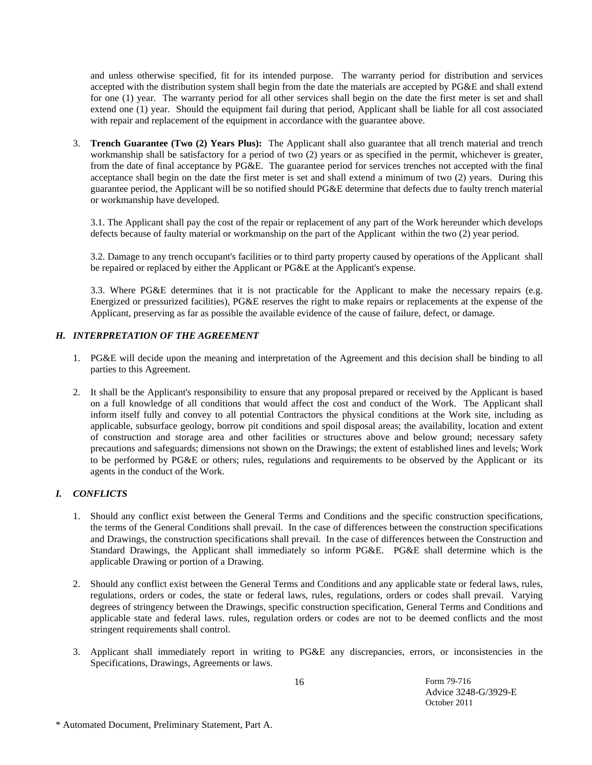and unless otherwise specified, fit for its intended purpose. The warranty period for distribution and services accepted with the distribution system shall begin from the date the materials are accepted by PG&E and shall extend for one (1) year. The warranty period for all other services shall begin on the date the first meter is set and shall extend one (1) year. Should the equipment fail during that period, Applicant shall be liable for all cost associated with repair and replacement of the equipment in accordance with the guarantee above.

3. **Trench Guarantee (Two (2) Years Plus):** The Applicant shall also guarantee that all trench material and trench workmanship shall be satisfactory for a period of two (2) years or as specified in the permit, whichever is greater, from the date of final acceptance by PG&E. The guarantee period for services trenches not accepted with the final acceptance shall begin on the date the first meter is set and shall extend a minimum of two (2) years. During this guarantee period, the Applicant will be so notified should PG&E determine that defects due to faulty trench material or workmanship have developed.

   3.1. The Applicant shall pay the cost of the repair or replacement of any part of the Work hereunder which develops defects because of faulty material or workmanship on the part of the Applicant within the two (2) year period.

   3.2. Damage to any trench occupant's facilities or to third party property caused by operations of the Applicant shall be repaired or replaced by either the Applicant or PG&E at the Applicant's expense.

   3.3. Where PG&E determines that it is not practicable for the Applicant to make the necessary repairs (e.g. Energized or pressurized facilities), PG&E reserves the right to make repairs or replacements at the expense of the Applicant, preserving as far as possible the available evidence of the cause of failure, defect, or damage.

### *H. INTERPRETATION OF THE AGREEMENT*

1. PG&E will decide upon the meaning and interpretation of the Agreement and this decision shall be binding to all parties to this Agreement.

2. It shall be the Applicant's responsibility to ensure that any proposal prepared or received by the Applicant is based on a full knowledge of all conditions that would affect the cost and conduct of the Work. The Applicant shall inform itself fully and convey to all potential Contractors the physical conditions at the Work site, including as applicable, subsurface geology, borrow pit conditions and spoil disposal areas; the availability, location and extent of construction and storage area and other facilities or structures above and below ground; necessary safety precautions and safeguards; dimensions not shown on the Drawings; the extent of established lines and levels; Work to be performed by PG&E or others; rules, regulations and requirements to be observed by the Applicant or its agents in the conduct of the Work.

### *I. CONFLICTS*

1. Should any conflict exist between the General Terms and Conditions and the specific construction specifications, the terms of the General Conditions shall prevail. In the case of differences between the construction specifications and Drawings, the construction specifications shall prevail. In the case of differences between the Construction and Standard Drawings, the Applicant shall immediately so inform PG&E. PG&E shall determine which is the applicable Drawing or portion of a Drawing.

2. Should any conflict exist between the General Terms and Conditions and any applicable state or federal laws, rules, regulations, orders or codes, the state or federal laws, rules, regulations, orders or codes shall prevail. Varying degrees of stringency between the Drawings, specific construction specification, General Terms and Conditions and applicable state and federal laws. rules, regulation orders or codes are not to be deemed conflicts and the most stringent requirements shall control.

3. Applicant shall immediately report in writing to PG&E any discrepancies, errors, or inconsistencies in the Specifications, Drawings, Agreements or laws.

Form 79-716
Advice 3248-G/3929-E
October 2011

* Automated Document, Preliminary Statement, Part A.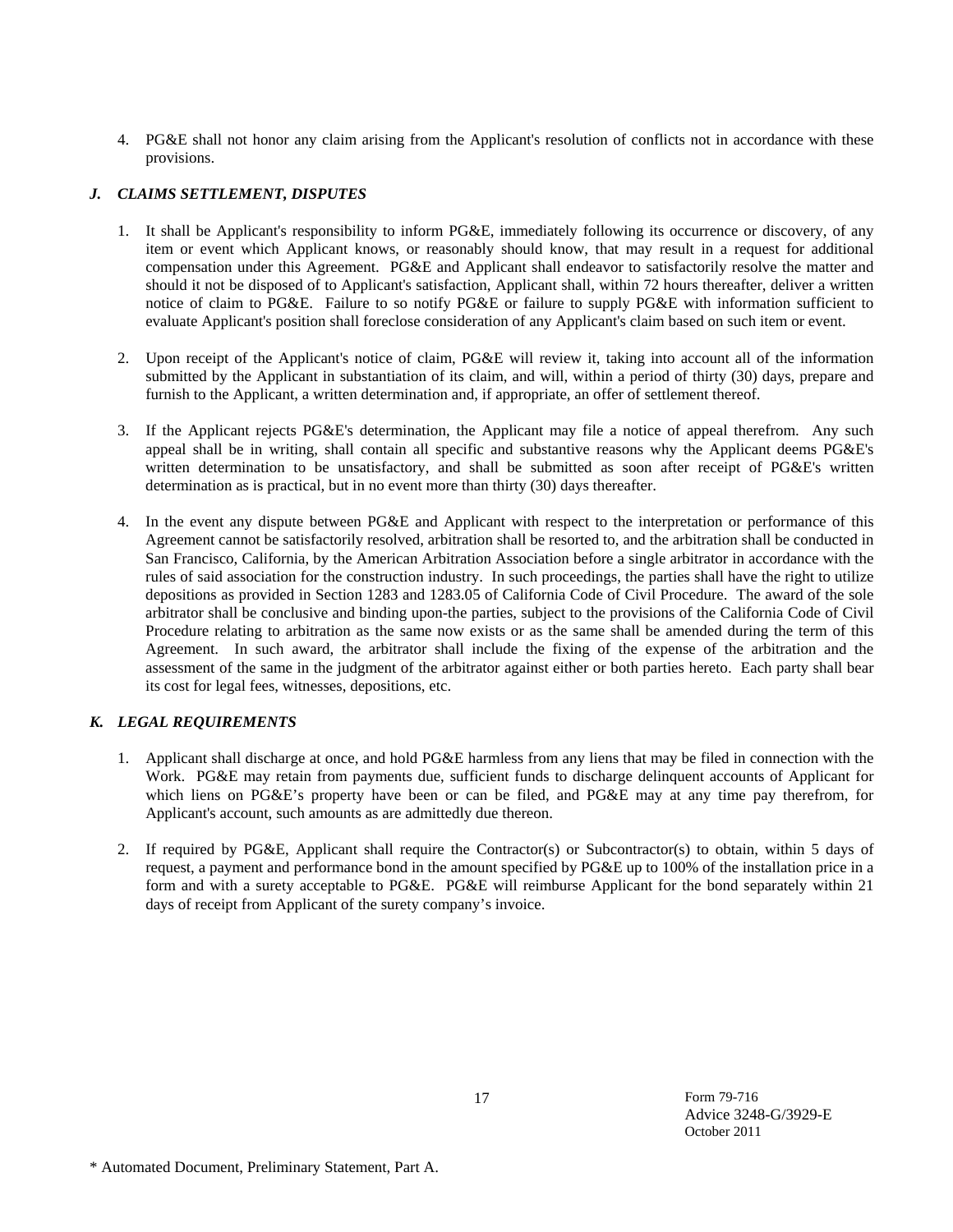4. PG&E shall not honor any claim arising from the Applicant's resolution of conflicts not in accordance with these provisions.

### *J. CLAIMS SETTLEMENT, DISPUTES*

1. It shall be Applicant's responsibility to inform PG&E, immediately following its occurrence or discovery, of any item or event which Applicant knows, or reasonably should know, that may result in a request for additional compensation under this Agreement. PG&E and Applicant shall endeavor to satisfactorily resolve the matter and should it not be disposed of to Applicant's satisfaction, Applicant shall, within 72 hours thereafter, deliver a written notice of claim to PG&E. Failure to so notify PG&E or failure to supply PG&E with information sufficient to evaluate Applicant's position shall foreclose consideration of any Applicant's claim based on such item or event.

2. Upon receipt of the Applicant's notice of claim, PG&E will review it, taking into account all of the information submitted by the Applicant in substantiation of its claim, and will, within a period of thirty (30) days, prepare and furnish to the Applicant, a written determination and, if appropriate, an offer of settlement thereof.

3. If the Applicant rejects PG&E's determination, the Applicant may file a notice of appeal therefrom. Any such appeal shall be in writing, shall contain all specific and substantive reasons why the Applicant deems PG&E's written determination to be unsatisfactory, and shall be submitted as soon after receipt of PG&E's written determination as is practical, but in no event more than thirty (30) days thereafter.

4. In the event any dispute between PG&E and Applicant with respect to the interpretation or performance of this Agreement cannot be satisfactorily resolved, arbitration shall be resorted to, and the arbitration shall be conducted in San Francisco, California, by the American Arbitration Association before a single arbitrator in accordance with the rules of said association for the construction industry. In such proceedings, the parties shall have the right to utilize depositions as provided in Section 1283 and 1283.05 of California Code of Civil Procedure. The award of the sole arbitrator shall be conclusive and binding upon-the parties, subject to the provisions of the California Code of Civil Procedure relating to arbitration as the same now exists or as the same shall be amended during the term of this Agreement. In such award, the arbitrator shall include the fixing of the expense of the arbitration and the assessment of the same in the judgment of the arbitrator against either or both parties hereto. Each party shall bear its cost for legal fees, witnesses, depositions, etc.

### *K. LEGAL REQUIREMENTS*

1. Applicant shall discharge at once, and hold PG&E harmless from any liens that may be filed in connection with the Work. PG&E may retain from payments due, sufficient funds to discharge delinquent accounts of Applicant for which liens on PG&E's property have been or can be filed, and PG&E may at any time pay therefrom, for Applicant's account, such amounts as are admittedly due thereon.

2. If required by PG&E, Applicant shall require the Contractor(s) or Subcontractor(s) to obtain, within 5 days of request, a payment and performance bond in the amount specified by PG&E up to 100% of the installation price in a form and with a surety acceptable to PG&E. PG&E will reimburse Applicant for the bond separately within 21 days of receipt from Applicant of the surety company's invoice.

Form 79-716
Advice 3248-G/3929-E
October 2011

* Automated Document, Preliminary Statement, Part A.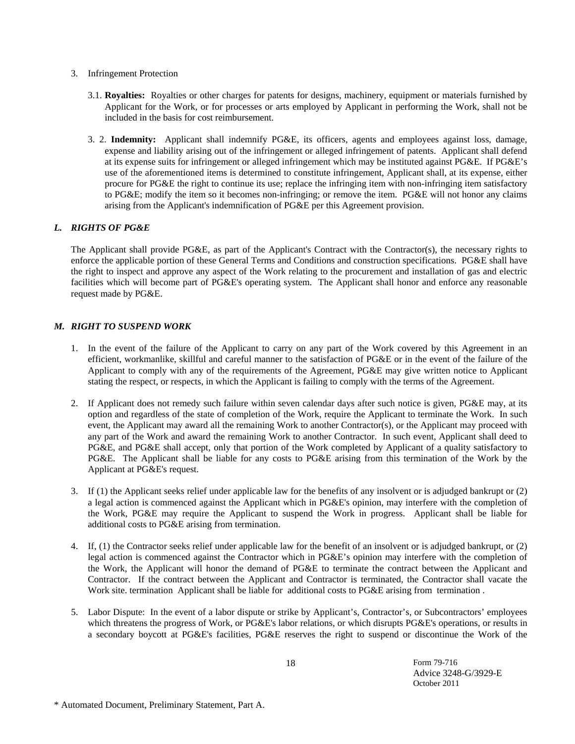3. Infringement Protection

   3.1. **Royalties:** Royalties or other charges for patents for designs, machinery, equipment or materials furnished by Applicant for the Work, or for processes or arts employed by Applicant in performing the Work, shall not be included in the basis for cost reimbursement.

   3. 2. **Indemnity:** Applicant shall indemnify PG&E, its officers, agents and employees against loss, damage, expense and liability arising out of the infringement or alleged infringement of patents. Applicant shall defend at its expense suits for infringement or alleged infringement which may be instituted against PG&E. If PG&E's use of the aforementioned items is determined to constitute infringement, Applicant shall, at its expense, either procure for PG&E the right to continue its use; replace the infringing item with non-infringing item satisfactory to PG&E; modify the item so it becomes non-infringing; or remove the item. PG&E will not honor any claims arising from the Applicant's indemnification of PG&E per this Agreement provision.

### *L. RIGHTS OF PG&E*

The Applicant shall provide PG&E, as part of the Applicant's Contract with the Contractor(s), the necessary rights to enforce the applicable portion of these General Terms and Conditions and construction specifications. PG&E shall have the right to inspect and approve any aspect of the Work relating to the procurement and installation of gas and electric facilities which will become part of PG&E's operating system. The Applicant shall honor and enforce any reasonable request made by PG&E.

### *M. RIGHT TO SUSPEND WORK*

1. In the event of the failure of the Applicant to carry on any part of the Work covered by this Agreement in an efficient, workmanlike, skillful and careful manner to the satisfaction of PG&E or in the event of the failure of the Applicant to comply with any of the requirements of the Agreement, PG&E may give written notice to Applicant stating the respect, or respects, in which the Applicant is failing to comply with the terms of the Agreement.

2. If Applicant does not remedy such failure within seven calendar days after such notice is given, PG&E may, at its option and regardless of the state of completion of the Work, require the Applicant to terminate the Work. In such event, the Applicant may award all the remaining Work to another Contractor(s), or the Applicant may proceed with any part of the Work and award the remaining Work to another Contractor. In such event, Applicant shall deed to PG&E, and PG&E shall accept, only that portion of the Work completed by Applicant of a quality satisfactory to PG&E. The Applicant shall be liable for any costs to PG&E arising from this termination of the Work by the Applicant at PG&E's request.

3. If (1) the Applicant seeks relief under applicable law for the benefits of any insolvent or is adjudged bankrupt or (2) a legal action is commenced against the Applicant which in PG&E's opinion, may interfere with the completion of the Work, PG&E may require the Applicant to suspend the Work in progress. Applicant shall be liable for additional costs to PG&E arising from termination.

4. If, (1) the Contractor seeks relief under applicable law for the benefit of an insolvent or is adjudged bankrupt, or (2) legal action is commenced against the Contractor which in PG&E's opinion may interfere with the completion of the Work, the Applicant will honor the demand of PG&E to terminate the contract between the Applicant and Contractor. If the contract between the Applicant and Contractor is terminated, the Contractor shall vacate the Work site. termination Applicant shall be liable for additional costs to PG&E arising from termination .

5. Labor Dispute: In the event of a labor dispute or strike by Applicant's, Contractor's, or Subcontractors' employees which threatens the progress of Work, or PG&E's labor relations, or which disrupts PG&E's operations, or results in a secondary boycott at PG&E's facilities, PG&E reserves the right to suspend or discontinue the Work of the

Form 79-716
Advice 3248-G/3929-E
October 2011

\* Automated Document, Preliminary Statement, Part A.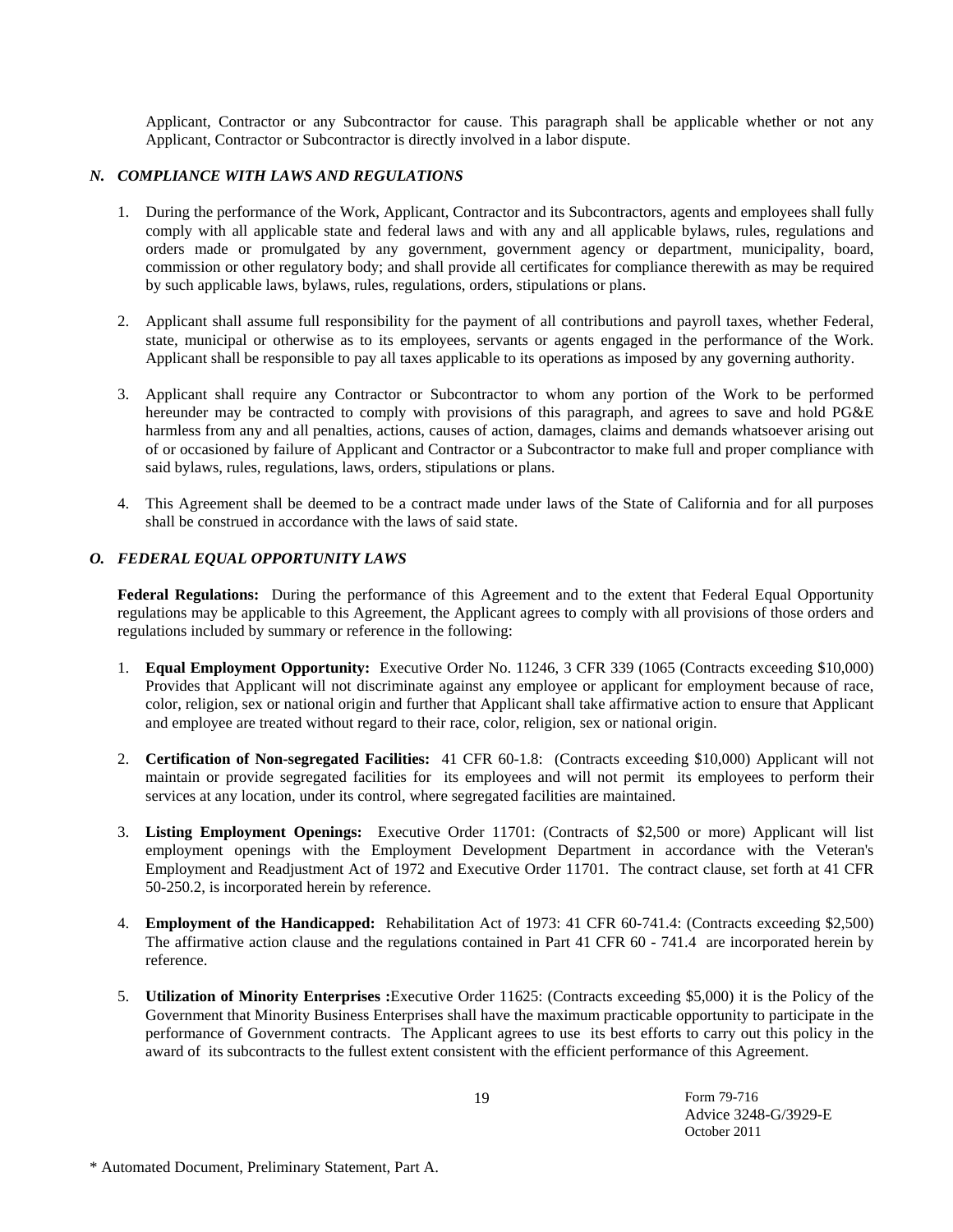Applicant, Contractor or any Subcontractor for cause. This paragraph shall be applicable whether or not any Applicant, Contractor or Subcontractor is directly involved in a labor dispute.

### *N. COMPLIANCE WITH LAWS AND REGULATIONS*

1. During the performance of the Work, Applicant, Contractor and its Subcontractors, agents and employees shall fully comply with all applicable state and federal laws and with any and all applicable bylaws, rules, regulations and orders made or promulgated by any government, government agency or department, municipality, board, commission or other regulatory body; and shall provide all certificates for compliance therewith as may be required by such applicable laws, bylaws, rules, regulations, orders, stipulations or plans.

2. Applicant shall assume full responsibility for the payment of all contributions and payroll taxes, whether Federal, state, municipal or otherwise as to its employees, servants or agents engaged in the performance of the Work. Applicant shall be responsible to pay all taxes applicable to its operations as imposed by any governing authority.

3. Applicant shall require any Contractor or Subcontractor to whom any portion of the Work to be performed hereunder may be contracted to comply with provisions of this paragraph, and agrees to save and hold PG&E harmless from any and all penalties, actions, causes of action, damages, claims and demands whatsoever arising out of or occasioned by failure of Applicant and Contractor or a Subcontractor to make full and proper compliance with said bylaws, rules, regulations, laws, orders, stipulations or plans.

4. This Agreement shall be deemed to be a contract made under laws of the State of California and for all purposes shall be construed in accordance with the laws of said state.

### *O. FEDERAL EQUAL OPPORTUNITY LAWS*

**Federal Regulations:** During the performance of this Agreement and to the extent that Federal Equal Opportunity regulations may be applicable to this Agreement, the Applicant agrees to comply with all provisions of those orders and regulations included by summary or reference in the following:

1. **Equal Employment Opportunity:** Executive Order No. 11246, 3 CFR 339 (1065 (Contracts exceeding $10,000) Provides that Applicant will not discriminate against any employee or applicant for employment because of race, color, religion, sex or national origin and further that Applicant shall take affirmative action to ensure that Applicant and employee are treated without regard to their race, color, religion, sex or national origin.

2. **Certification of Non-segregated Facilities:** 41 CFR 60-1.8: (Contracts exceeding $10,000) Applicant will not maintain or provide segregated facilities for its employees and will not permit its employees to perform their services at any location, under its control, where segregated facilities are maintained.

3. **Listing Employment Openings:** Executive Order 11701: (Contracts of $2,500 or more) Applicant will list employment openings with the Employment Development Department in accordance with the Veteran's Employment and Readjustment Act of 1972 and Executive Order 11701. The contract clause, set forth at 41 CFR 50-250.2, is incorporated herein by reference.

4. **Employment of the Handicapped:** Rehabilitation Act of 1973: 41 CFR 60-741.4: (Contracts exceeding $2,500) The affirmative action clause and the regulations contained in Part 41 CFR 60 - 741.4 are incorporated herein by reference.

5. **Utilization of Minority Enterprises :**Executive Order 11625: (Contracts exceeding $5,000) it is the Policy of the Government that Minority Business Enterprises shall have the maximum practicable opportunity to participate in the performance of Government contracts. The Applicant agrees to use its best efforts to carry out this policy in the award of its subcontracts to the fullest extent consistent with the efficient performance of this Agreement.

Form 79-716
Advice 3248-G/3929-E
October 2011

\* Automated Document, Preliminary Statement, Part A.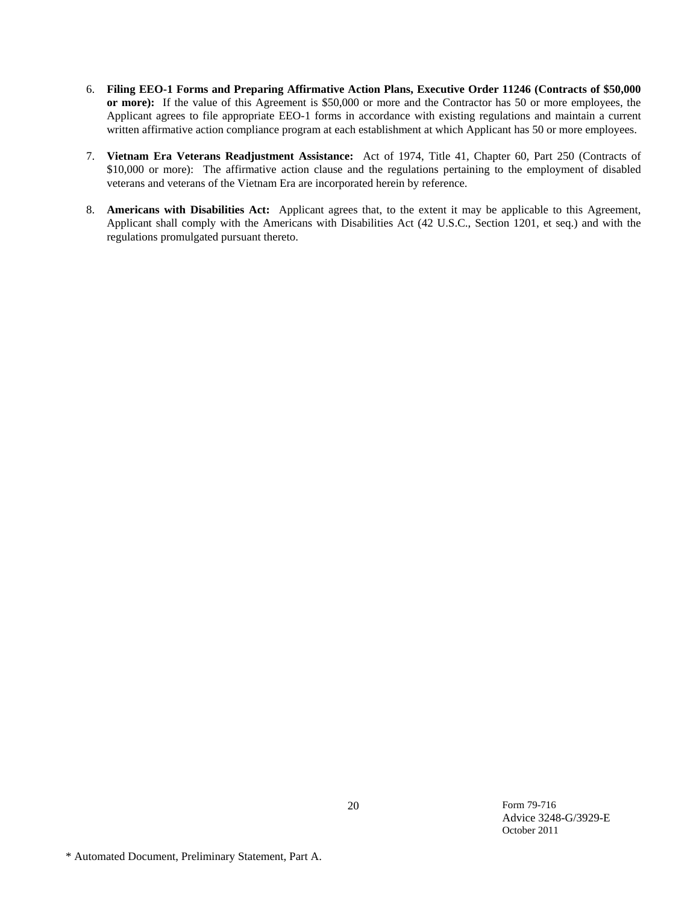6. **Filing EEO-1 Forms and Preparing Affirmative Action Plans, Executive Order 11246 (Contracts of $50,000 or more):** If the value of this Agreement is $50,000 or more and the Contractor has 50 or more employees, the Applicant agrees to file appropriate EEO-1 forms in accordance with existing regulations and maintain a current written affirmative action compliance program at each establishment at which Applicant has 50 or more employees.

7. **Vietnam Era Veterans Readjustment Assistance:** Act of 1974, Title 41, Chapter 60, Part 250 (Contracts of $10,000 or more): The affirmative action clause and the regulations pertaining to the employment of disabled veterans and veterans of the Vietnam Era are incorporated herein by reference.

8. **Americans with Disabilities Act:** Applicant agrees that, to the extent it may be applicable to this Agreement, Applicant shall comply with the Americans with Disabilities Act (42 U.S.C., Section 1201, et seq.) and with the regulations promulgated pursuant thereto.

Form 79-716
Advice 3248-G/3929-E
October 2011

* Automated Document, Preliminary Statement, Part A.